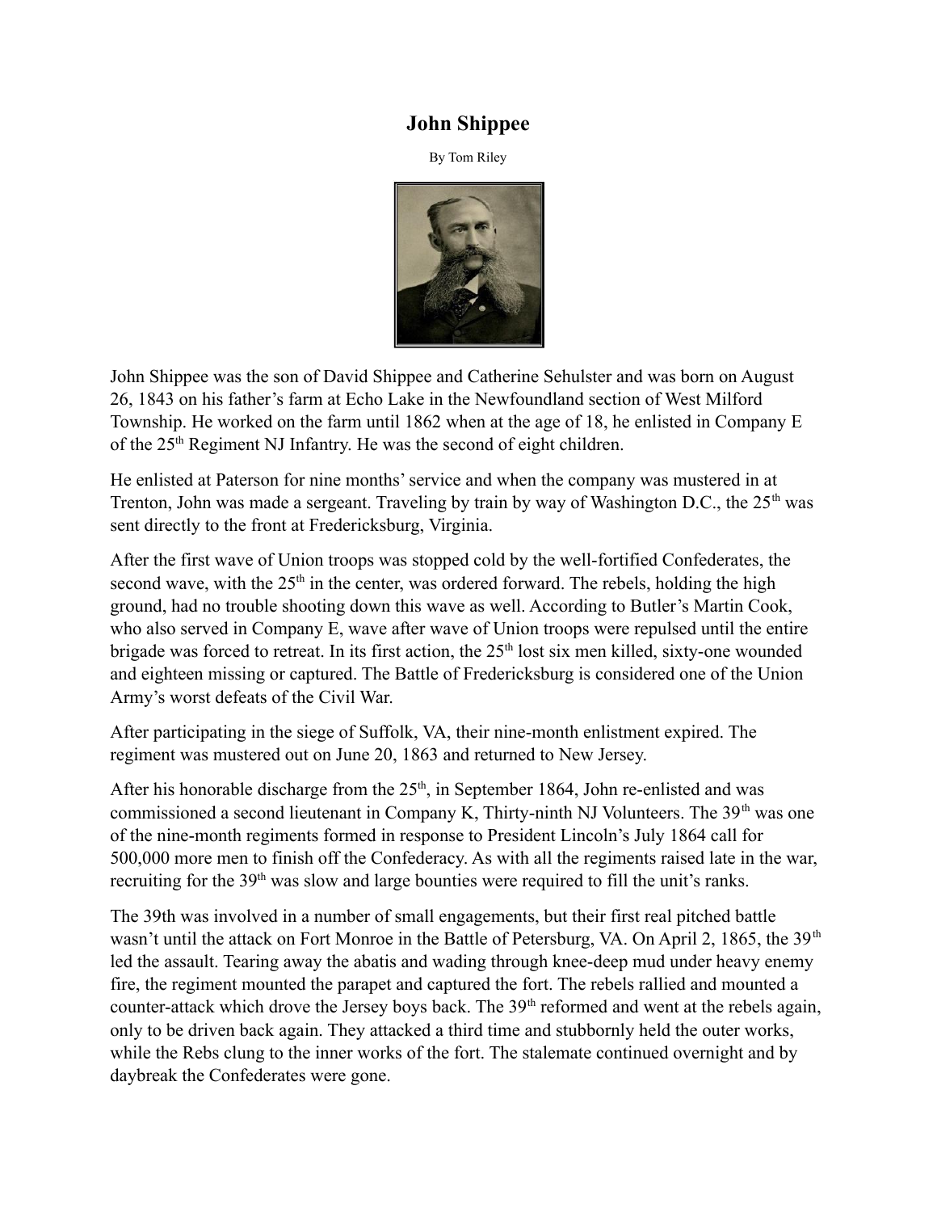# John Shippee

By Tom Riley

John Shippee was the son of David Shippee and Catherine Sehulster and was born on August 26, 1843 on his father's farm at Echo Lake in the Newfoundland section of West Milford Township. He worked on the farm until 1862 when at the age of 18, he enlisted in Company E of the 25th Regiment NJ Infantry. He was the second of eight children.

He enlisted at Paterson for nine months' service and when the company was mustered in at Trenton, John was made a sergeant. Traveling by train by way of Washington D.C., the 25th was sent directly to the front at Fredericksburg, Virginia.

After the first wave of Union troops was stopped cold by the well-fortified Confederates, the second wave, with the 25th in the center, was ordered forward. The rebels, holding the high ground, had no trouble shooting down this wave as well. According to Butler's Martin Cook, who also served in Company E, wave after wave of Union troops were repulsed until the entire brigade was forced to retreat. In its first action, the 25th lost six men killed, sixty-one wounded and eighteen missing or captured. The Battle of Fredericksburg is considered one of the Union Army's worst defeats of the Civil War.

After participating in the siege of Suffolk, VA, their nine-month enlistment expired. The regiment was mustered out on June 20, 1863 and returned to New Jersey.

After his honorable discharge from the 25th, in September 1864, John re-enlisted and was commissioned a second lieutenant in Company K, Thirty-ninth NJ Volunteers. The 39th was one of the nine-month regiments formed in response to President Lincoln's July 1864 call for 500,000 more men to finish off the Confederacy. As with all the regiments raised late in the war, recruiting for the 39th was slow and large bounties were required to fill the unit's ranks.

The 39th was involved in a number of small engagements, but their first real pitched battle wasn't until the attack on Fort Monroe in the Battle of Petersburg, VA. On April 2, 1865, the 39th led the assault. Tearing away the abatis and wading through knee-deep mud under heavy enemy fire, the regiment mounted the parapet and captured the fort. The rebels rallied and mounted a counter-attack which drove the Jersey boys back. The 39th reformed and went at the rebels again, only to be driven back again. They attacked a third time and stubbornly held the outer works, while the Rebs clung to the inner works of the fort. The stalemate continued overnight and by daybreak the Confederates were gone.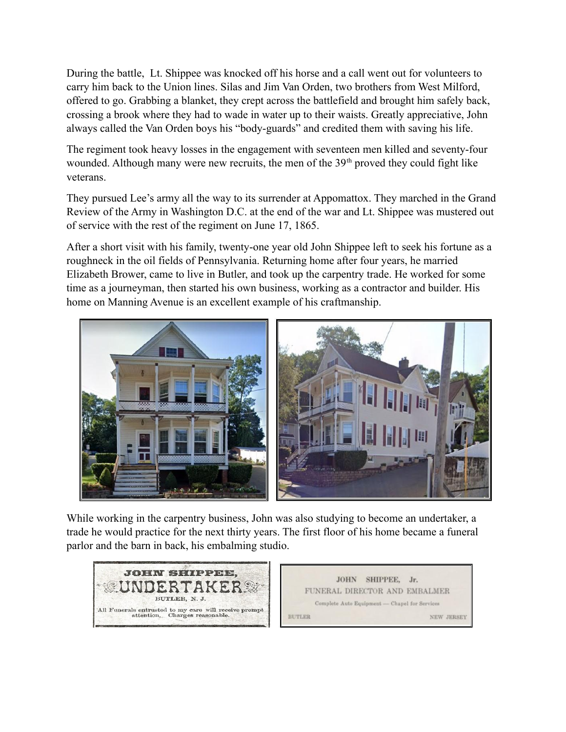During the battle, Lt. Shippee was knocked off his horse and a call went out for volunteers to carry him back to the Union lines. Silas and Jim Van Orden, two brothers from West Milford, offered to go. Grabbing a blanket, they crept across the battlefield and brought him safely back, crossing a brook where they had to wade in water up to their waists. Greatly appreciative, John always called the Van Orden boys his "body-guards" and credited them with saving his life.

The regiment took heavy losses in the engagement with seventeen men killed and seventy-four wounded. Although many were new recruits, the men of the 39th proved they could fight like veterans.

They pursued Lee's army all the way to its surrender at Appomattox. They marched in the Grand Review of the Army in Washington D.C. at the end of the war and Lt. Shippee was mustered out of service with the rest of the regiment on June 17, 1865.

After a short visit with his family, twenty-one year old John Shippee left to seek his fortune as a roughneck in the oil fields of Pennsylvania. Returning home after four years, he married Elizabeth Brower, came to live in Butler, and took up the carpentry trade. He worked for some time as a journeyman, then started his own business, working as a contractor and builder. His home on Manning Avenue is an excellent example of his craftmanship.

While working in the carpentry business, John was also studying to become an undertaker, a trade he would practice for the next thirty years. The first floor of his home became a funeral parlor and the barn in back, his embalming studio.

JOHN SHIPPEE,
UNDERTAKER
BUTLER, N. J.
All Funerals entrusted to my care will receive prompt attention. Charges reasonable.

JOHN SHIPPEE, Jr.
FUNERAL DIRECTOR AND EMBALMER
Complete Auto Equipment — Chapel for Services
BUTLER NEW JERSEY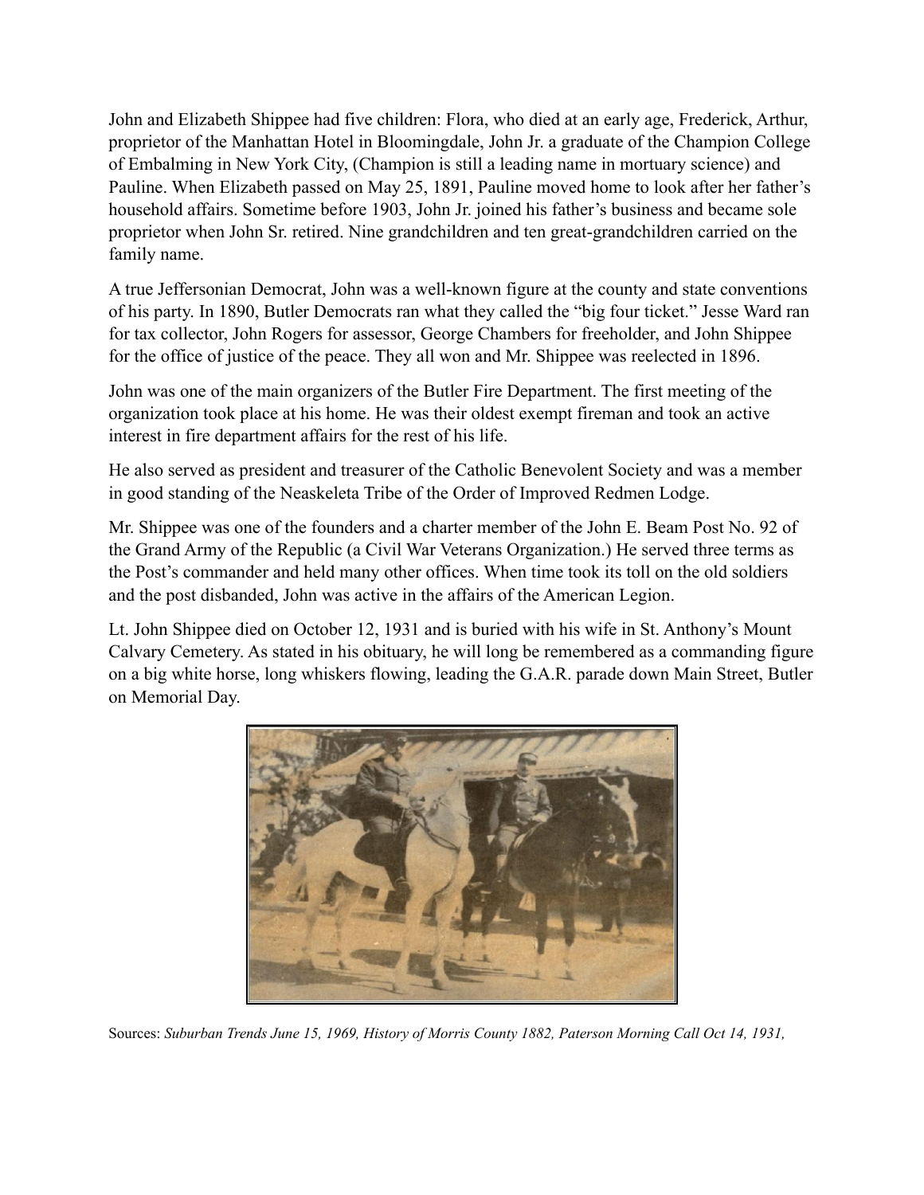John and Elizabeth Shippee had five children: Flora, who died at an early age, Frederick, Arthur, proprietor of the Manhattan Hotel in Bloomingdale, John Jr. a graduate of the Champion College of Embalming in New York City, (Champion is still a leading name in mortuary science) and Pauline. When Elizabeth passed on May 25, 1891, Pauline moved home to look after her father's household affairs. Sometime before 1903, John Jr. joined his father's business and became sole proprietor when John Sr. retired. Nine grandchildren and ten great-grandchildren carried on the family name.

A true Jeffersonian Democrat, John was a well-known figure at the county and state conventions of his party. In 1890, Butler Democrats ran what they called the "big four ticket." Jesse Ward ran for tax collector, John Rogers for assessor, George Chambers for freeholder, and John Shippee for the office of justice of the peace. They all won and Mr. Shippee was reelected in 1896.

John was one of the main organizers of the Butler Fire Department. The first meeting of the organization took place at his home. He was their oldest exempt fireman and took an active interest in fire department affairs for the rest of his life.

He also served as president and treasurer of the Catholic Benevolent Society and was a member in good standing of the Neaskeleta Tribe of the Order of Improved Redmen Lodge.

Mr. Shippee was one of the founders and a charter member of the John E. Beam Post No. 92 of the Grand Army of the Republic (a Civil War Veterans Organization.) He served three terms as the Post's commander and held many other offices. When time took its toll on the old soldiers and the post disbanded, John was active in the affairs of the American Legion.

Lt. John Shippee died on October 12, 1931 and is buried with his wife in St. Anthony's Mount Calvary Cemetery. As stated in his obituary, he will long be remembered as a commanding figure on a big white horse, long whiskers flowing, leading the G.A.R. parade down Main Street, Butler on Memorial Day.

Sources: *Suburban Trends June 15, 1969, History of Morris County 1882, Paterson Morning Call Oct 14, 1931,*